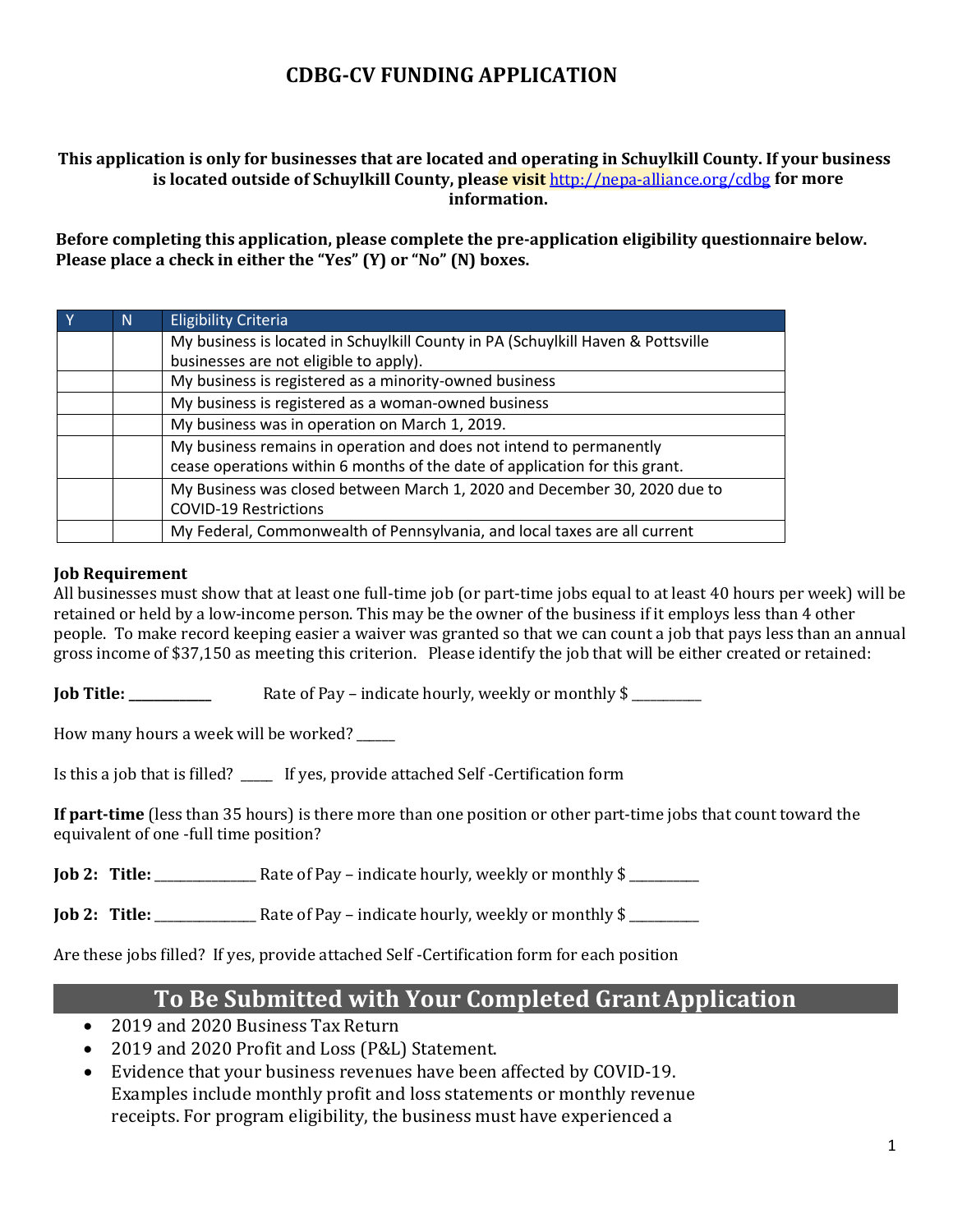# CDBG-CV FUNDING APPLICATION

**This application is only for businesses that are located and operating in Schuylkill County. If your business is located outside of Schuylkill County, please visit http://nepa-alliance.org/cdbg for more information.**

**Before completing this application, please complete the pre-application eligibility questionnaire below. Please place a check in either the "Yes" (Y) or "No" (N) boxes.**

| Y | N | Eligibility Criteria |
|---|---|---|
| | | My business is located in Schuylkill County in PA (Schuylkill Haven & Pottsville businesses are not eligible to apply). |
| | | My business is registered as a minority-owned business |
| | | My business is registered as a woman-owned business |
| | | My business was in operation on March 1, 2019. |
| | | My business remains in operation and does not intend to permanently cease operations within 6 months of the date of application for this grant. |
| | | My Business was closed between March 1, 2020 and December 30, 2020 due to COVID-19 Restrictions |
| | | My Federal, Commonwealth of Pennsylvania, and local taxes are all current |

**Job Requirement**

All businesses must show that at least one full-time job (or part-time jobs equal to at least 40 hours per week) will be retained or held by a low-income person. This may be the owner of the business if it employs less than 4 other people. To make record keeping easier a waiver was granted so that we can count a job that pays less than an annual gross income of $37,150 as meeting this criterion. Please identify the job that will be either created or retained:

**Job Title: ___________** Rate of Pay – indicate hourly, weekly or monthly $ __________

How many hours a week will be worked? ______

Is this a job that is filled? _____ If yes, provide attached Self -Certification form

**If part-time** (less than 35 hours) is there more than one position or other part-time jobs that count toward the equivalent of one -full time position?

**Job 2: Title:** ______________ Rate of Pay – indicate hourly, weekly or monthly $ __________

**Job 2: Title:** ______________ Rate of Pay – indicate hourly, weekly or monthly $ __________

Are these jobs filled? If yes, provide attached Self -Certification form for each position

## To Be Submitted with Your Completed Grant Application

- 2019 and 2020 Business Tax Return
- 2019 and 2020 Profit and Loss (P&L) Statement.
- Evidence that your business revenues have been affected by COVID-19. Examples include monthly profit and loss statements or monthly revenue receipts. For program eligibility, the business must have experienced a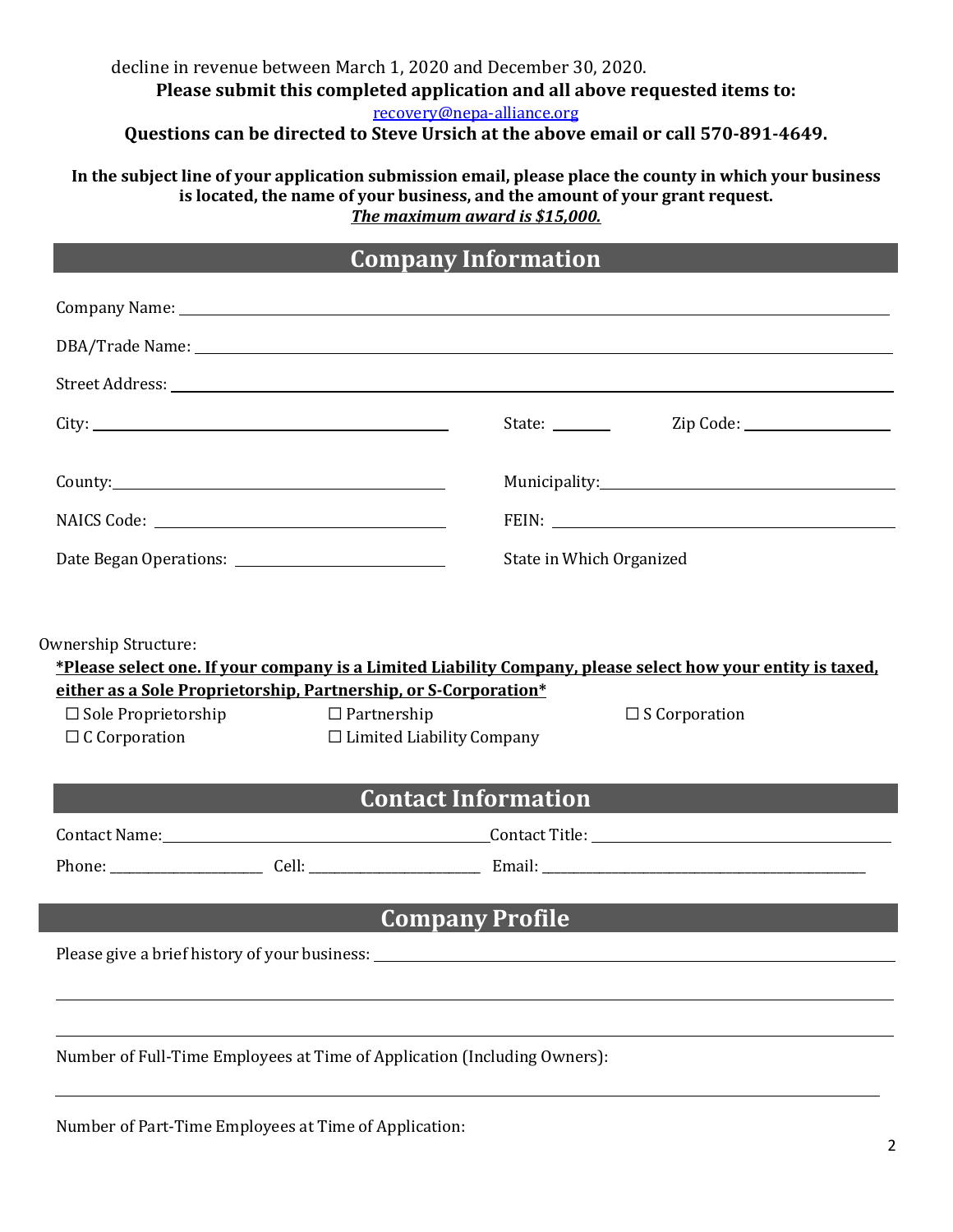decline in revenue between March 1, 2020 and December 30, 2020.

**Please submit this completed application and all above requested items to:**

[recovery@nepa-alliance.org](mailto:recovery@nepa-alliance.org)

**Questions can be directed to Steve Ursich at the above email or call 570-891-4649.**

**In the subject line of your application submission email, please place the county in which your business is located, the name of your business, and the amount of your grant request.**

***The maximum award is $15,000.***

## Company Information

Company Name: ______________________________

DBA/Trade Name: ______________________________

Street Address: ______________________________

City: ______________________________ State: ________ Zip Code: ______________

County: ______________________________ Municipality: ______________________________

NAICS Code: ______________________________ FEIN: ______________________________

Date Began Operations: ______________________ State in Which Organized

Ownership Structure:

**\*Please select one. If your company is a Limited Liability Company, please select how your entity is taxed, either as a Sole Proprietorship, Partnership, or S-Corporation\***

☐ Sole Proprietorship ☐ Partnership ☐ S Corporation

☐ C Corporation ☐ Limited Liability Company

## Contact Information

Contact Name: ______________________________ Contact Title: ______________________________

Phone: ____________________ Cell: ______________________ Email: ______________________________

## Company Profile

Please give a brief history of your business: ______________________________

______________________________

______________________________

Number of Full-Time Employees at Time of Application (Including Owners):

______________________________

Number of Part-Time Employees at Time of Application: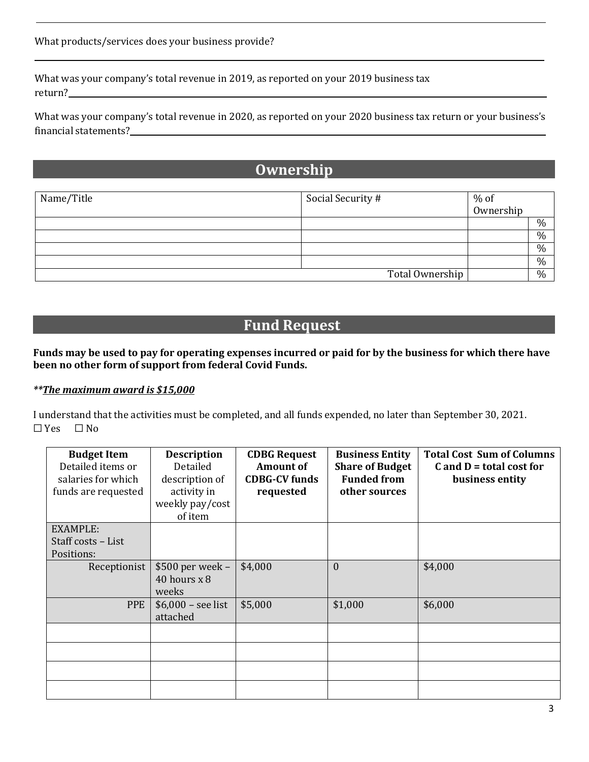What products/services does your business provide?

---

What was your company's total revenue in 2019, as reported on your 2019 business tax return?\_\_\_\_\_\_\_\_\_\_\_\_\_\_\_\_\_\_\_\_

What was your company's total revenue in 2020, as reported on your 2020 business tax return or your business's financial statements?\_\_\_\_\_\_\_\_\_\_\_\_\_\_\_\_\_\_\_\_

## Ownership

| Name/Title | Social Security # | % of Ownership | |
|---|---|---|---|
| | | | % |
| | | | % |
| | | | % |
| | | | % |
| | Total Ownership | | % |

## Fund Request

**Funds may be used to pay for operating expenses incurred or paid for by the business for which there have been no other form of support from federal Covid Funds.**

***\*\*<u>The maximum award is $15,000</u>***

I understand that the activities must be completed, and all funds expended, no later than September 30, 2021.
☐ Yes ☐ No

| **Budget Item** Detailed items or salaries for which funds are requested | **Description** Detailed description of activity in weekly pay/cost of item | **CDBG Request Amount of CDBG-CV funds requested** | **Business Entity Share of Budget Funded from other sources** | **Total Cost Sum of Columns C and D = total cost for business entity** |
|---|---|---|---|---|
| EXAMPLE: Staff costs – List Positions: | | | | |
| Receptionist | $500 per week – 40 hours x 8 weeks | $4,000 | 0 | $4,000 |
| PPE | $6,000 – see list attached | $5,000 | $1,000 | $6,000 |
| | | | | |
| | | | | |
| | | | | |
| | | | | |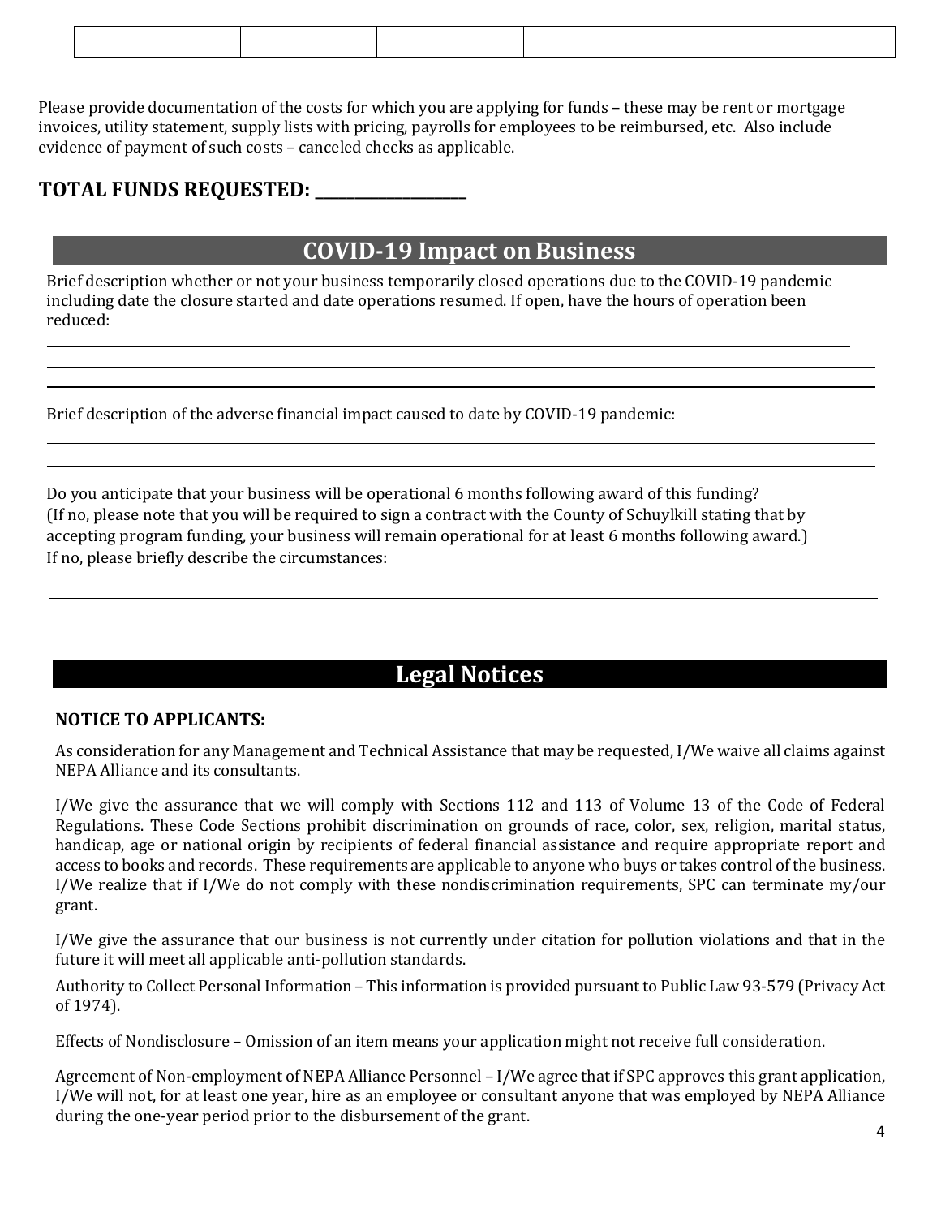| | | | | |
|---|---|---|---|---|
| | | | | |

Please provide documentation of the costs for which you are applying for funds – these may be rent or mortgage invoices, utility statement, supply lists with pricing, payrolls for employees to be reimbursed, etc. Also include evidence of payment of such costs – canceled checks as applicable.

## TOTAL FUNDS REQUESTED: ___________________

## COVID-19 Impact on Business

Brief description whether or not your business temporarily closed operations due to the COVID-19 pandemic including date the closure started and date operations resumed. If open, have the hours of operation been reduced:

______________________________________________________________________________

______________________________________________________________________________

______________________________________________________________________________

Brief description of the adverse financial impact caused to date by COVID-19 pandemic:

______________________________________________________________________________

______________________________________________________________________________

Do you anticipate that your business will be operational 6 months following award of this funding? (If no, please note that you will be required to sign a contract with the County of Schuylkill stating that by accepting program funding, your business will remain operational for at least 6 months following award.) If no, please briefly describe the circumstances:

______________________________________________________________________________

______________________________________________________________________________

## Legal Notices

**NOTICE TO APPLICANTS:**

As consideration for any Management and Technical Assistance that may be requested, I/We waive all claims against NEPA Alliance and its consultants.

I/We give the assurance that we will comply with Sections 112 and 113 of Volume 13 of the Code of Federal Regulations. These Code Sections prohibit discrimination on grounds of race, color, sex, religion, marital status, handicap, age or national origin by recipients of federal financial assistance and require appropriate report and access to books and records. These requirements are applicable to anyone who buys or takes control of the business. I/We realize that if I/We do not comply with these nondiscrimination requirements, SPC can terminate my/our grant.

I/We give the assurance that our business is not currently under citation for pollution violations and that in the future it will meet all applicable anti-pollution standards.

Authority to Collect Personal Information – This information is provided pursuant to Public Law 93-579 (Privacy Act of 1974).

Effects of Nondisclosure – Omission of an item means your application might not receive full consideration.

Agreement of Non-employment of NEPA Alliance Personnel – I/We agree that if SPC approves this grant application, I/We will not, for at least one year, hire as an employee or consultant anyone that was employed by NEPA Alliance during the one-year period prior to the disbursement of the grant.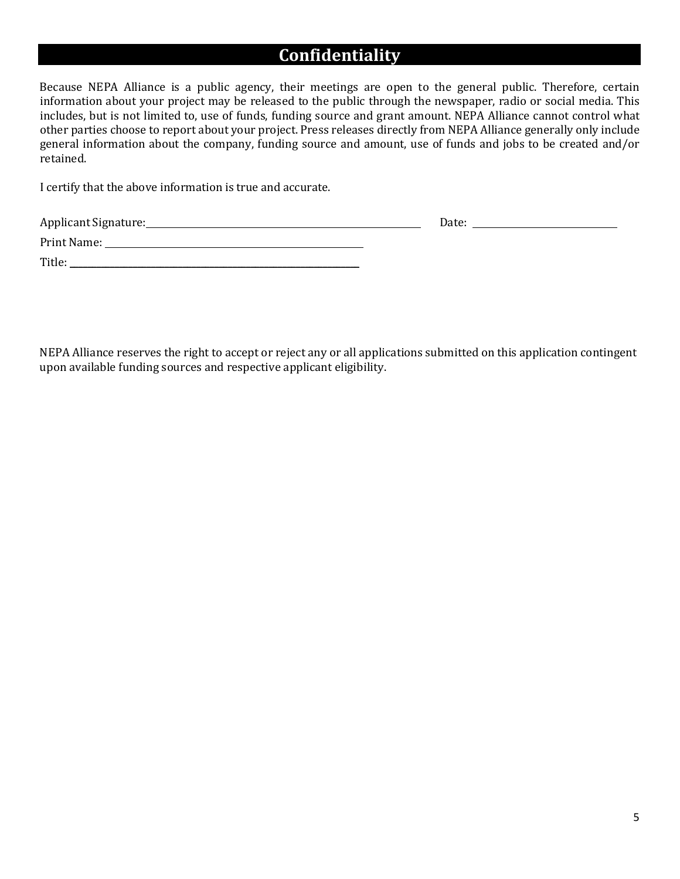## Confidentiality

Because NEPA Alliance is a public agency, their meetings are open to the general public. Therefore, certain information about your project may be released to the public through the newspaper, radio or social media. This includes, but is not limited to, use of funds, funding source and grant amount. NEPA Alliance cannot control what other parties choose to report about your project. Press releases directly from NEPA Alliance generally only include general information about the company, funding source and amount, use of funds and jobs to be created and/or retained.

I certify that the above information is true and accurate.

Applicant Signature:______________________________________________ Date: ______________________

Print Name: ____________________________________________

Title: ________________________________________________

NEPA Alliance reserves the right to accept or reject any or all applications submitted on this application contingent upon available funding sources and respective applicant eligibility.